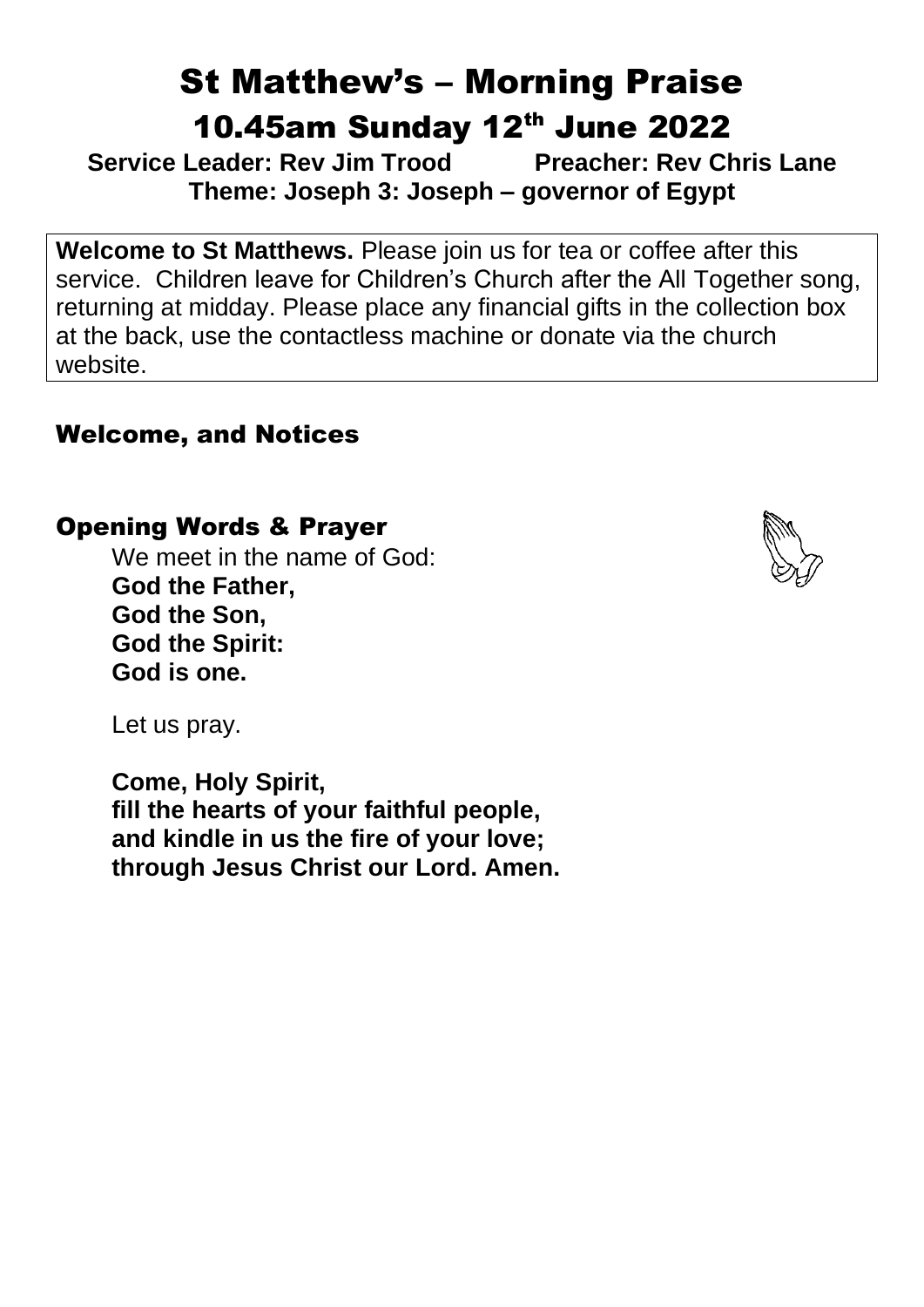# St Matthew's – Morning Praise

## 10.45am Sunday 12th June 2022

**Service Leader: Rev Jim Trood Preacher: Rev Chris Lane**
**Theme: Joseph 3: Joseph – governor of Egypt**

**Welcome to St Matthews.** Please join us for tea or coffee after this service. Children leave for Children's Church after the All Together song, returning at midday. Please place any financial gifts in the collection box at the back, use the contactless machine or donate via the church website.

## Welcome, and Notices

## Opening Words & Prayer

We meet in the name of God:
**God the Father,**
**God the Son,**
**God the Spirit:**
**God is one.**

Let us pray.

**Come, Holy Spirit,**
**fill the hearts of your faithful people,**
**and kindle in us the fire of your love;**
**through Jesus Christ our Lord. Amen.**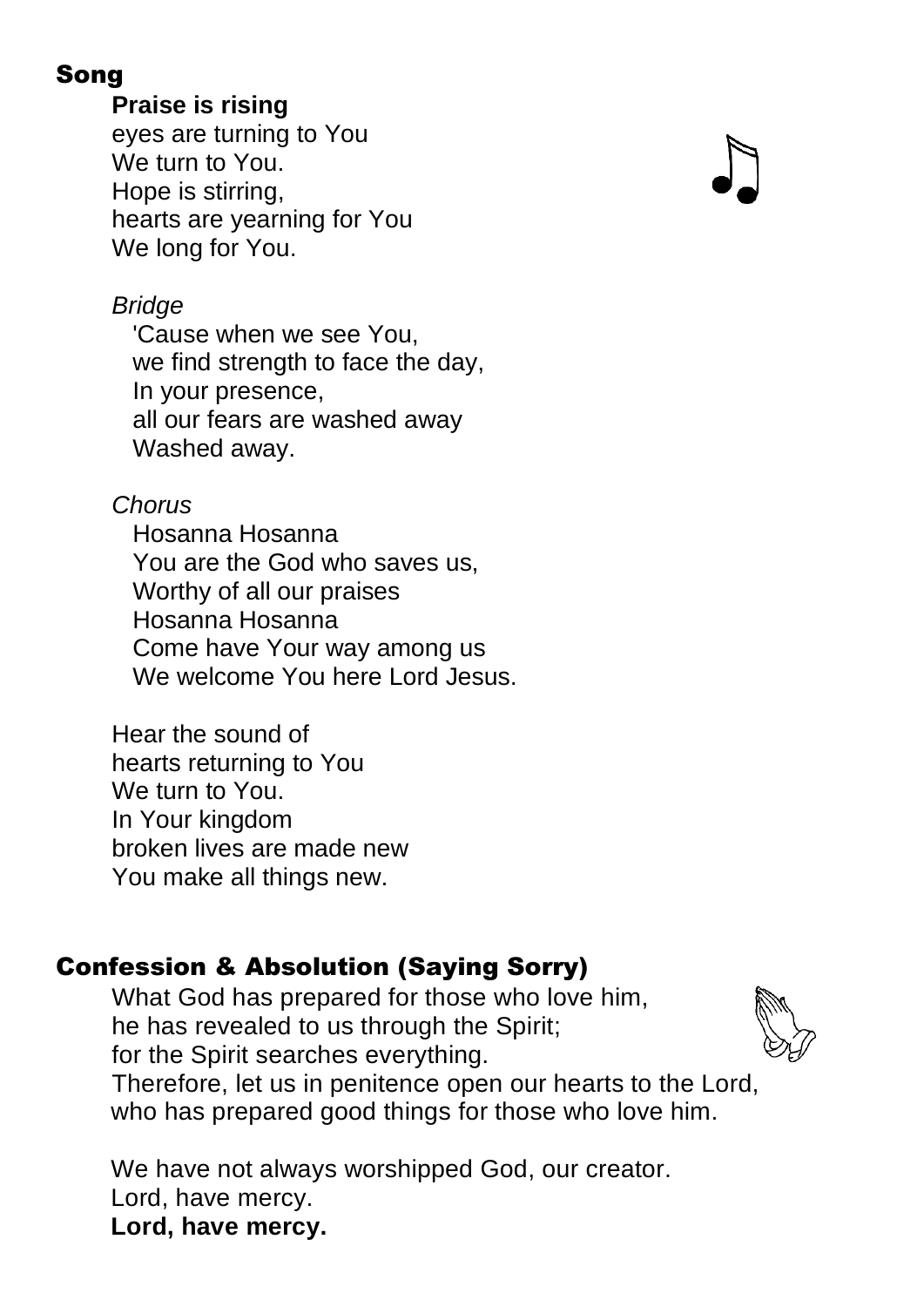## Song

**Praise is rising**
eyes are turning to You
We turn to You.
Hope is stirring,
hearts are yearning for You
We long for You.

*Bridge*
'Cause when we see You,
we find strength to face the day,
In your presence,
all our fears are washed away
Washed away.

*Chorus*
Hosanna Hosanna
You are the God who saves us,
Worthy of all our praises
Hosanna Hosanna
Come have Your way among us
We welcome You here Lord Jesus.

Hear the sound of
hearts returning to You
We turn to You.
In Your kingdom
broken lives are made new
You make all things new.

## Confession & Absolution (Saying Sorry)

What God has prepared for those who love him,
he has revealed to us through the Spirit;
for the Spirit searches everything.
Therefore, let us in penitence open our hearts to the Lord,
who has prepared good things for those who love him.

We have not always worshipped God, our creator.
Lord, have mercy.
**Lord, have mercy.**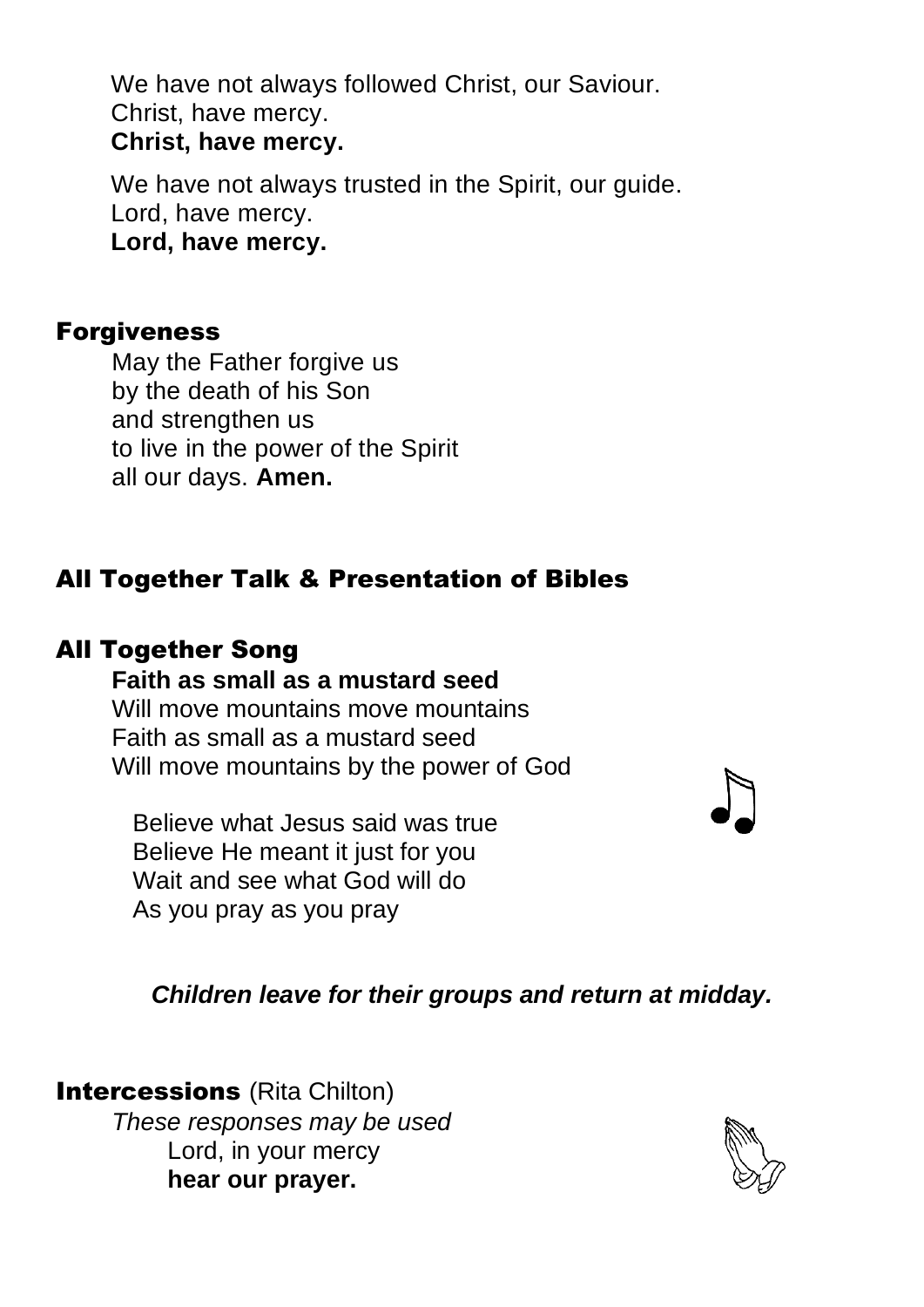We have not always followed Christ, our Saviour.
Christ, have mercy.
**Christ, have mercy.**

We have not always trusted in the Spirit, our guide.
Lord, have mercy.
**Lord, have mercy.**

## Forgiveness

May the Father forgive us
by the death of his Son
and strengthen us
to live in the power of the Spirit
all our days. **Amen.**

## All Together Talk & Presentation of Bibles

## All Together Song

**Faith as small as a mustard seed**
Will move mountains move mountains
Faith as small as a mustard seed
Will move mountains by the power of God

Believe what Jesus said was true
Believe He meant it just for you
Wait and see what God will do
As you pray as you pray

***Children leave for their groups and return at midday.***

## Intercessions (Rita Chilton)

*These responses may be used*
Lord, in your mercy
**hear our prayer.**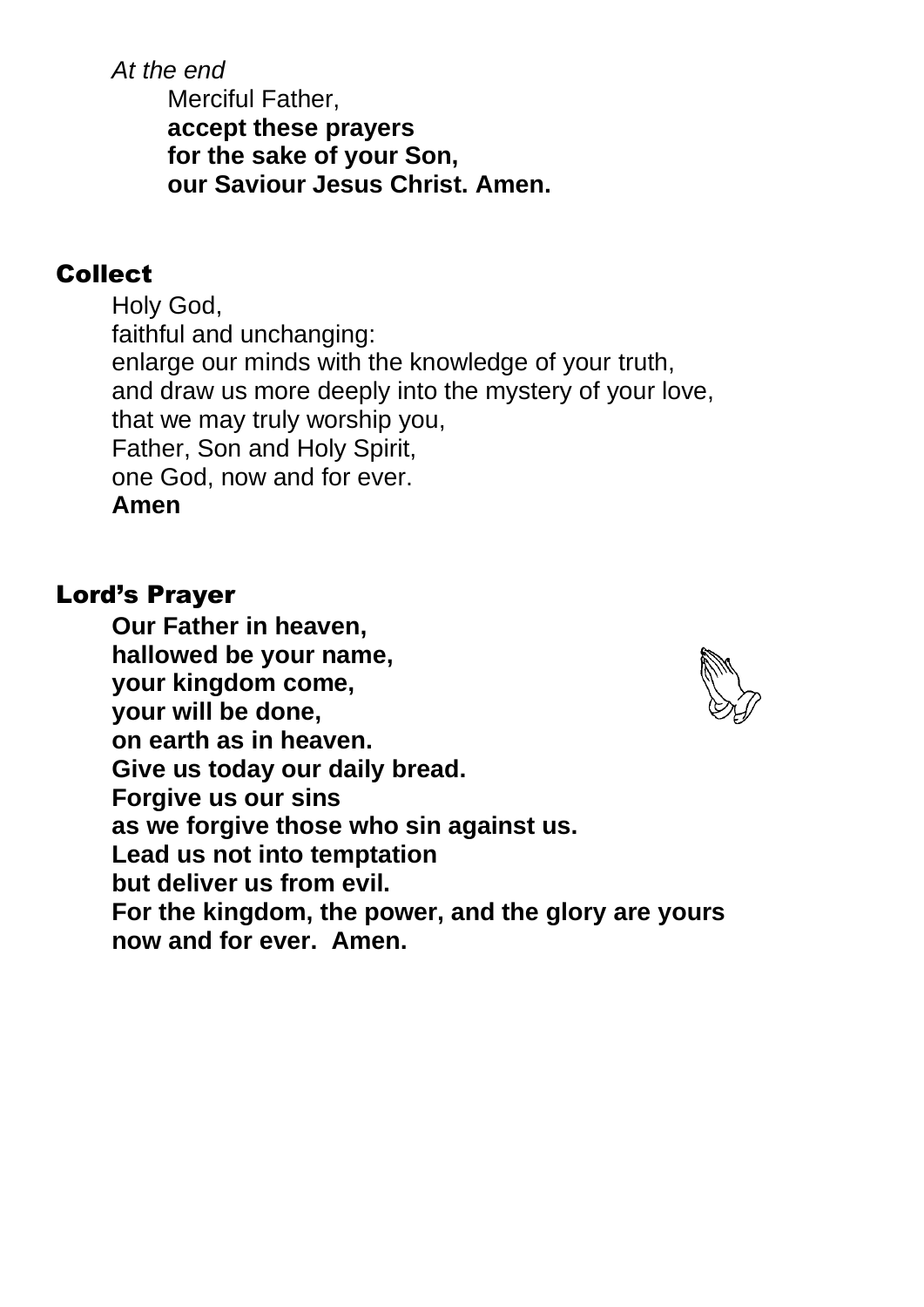*At the end*

Merciful Father,
**accept these prayers**
**for the sake of your Son,**
**our Saviour Jesus Christ. Amen.**

## Collect

Holy God,
faithful and unchanging:
enlarge our minds with the knowledge of your truth,
and draw us more deeply into the mystery of your love,
that we may truly worship you,
Father, Son and Holy Spirit,
one God, now and for ever.
**Amen**

## Lord's Prayer

**Our Father in heaven,**
**hallowed be your name,**
**your kingdom come,**
**your will be done,**
**on earth as in heaven.**
**Give us today our daily bread.**
**Forgive us our sins**
**as we forgive those who sin against us.**
**Lead us not into temptation**
**but deliver us from evil.**
**For the kingdom, the power, and the glory are yours**
**now and for ever. Amen.**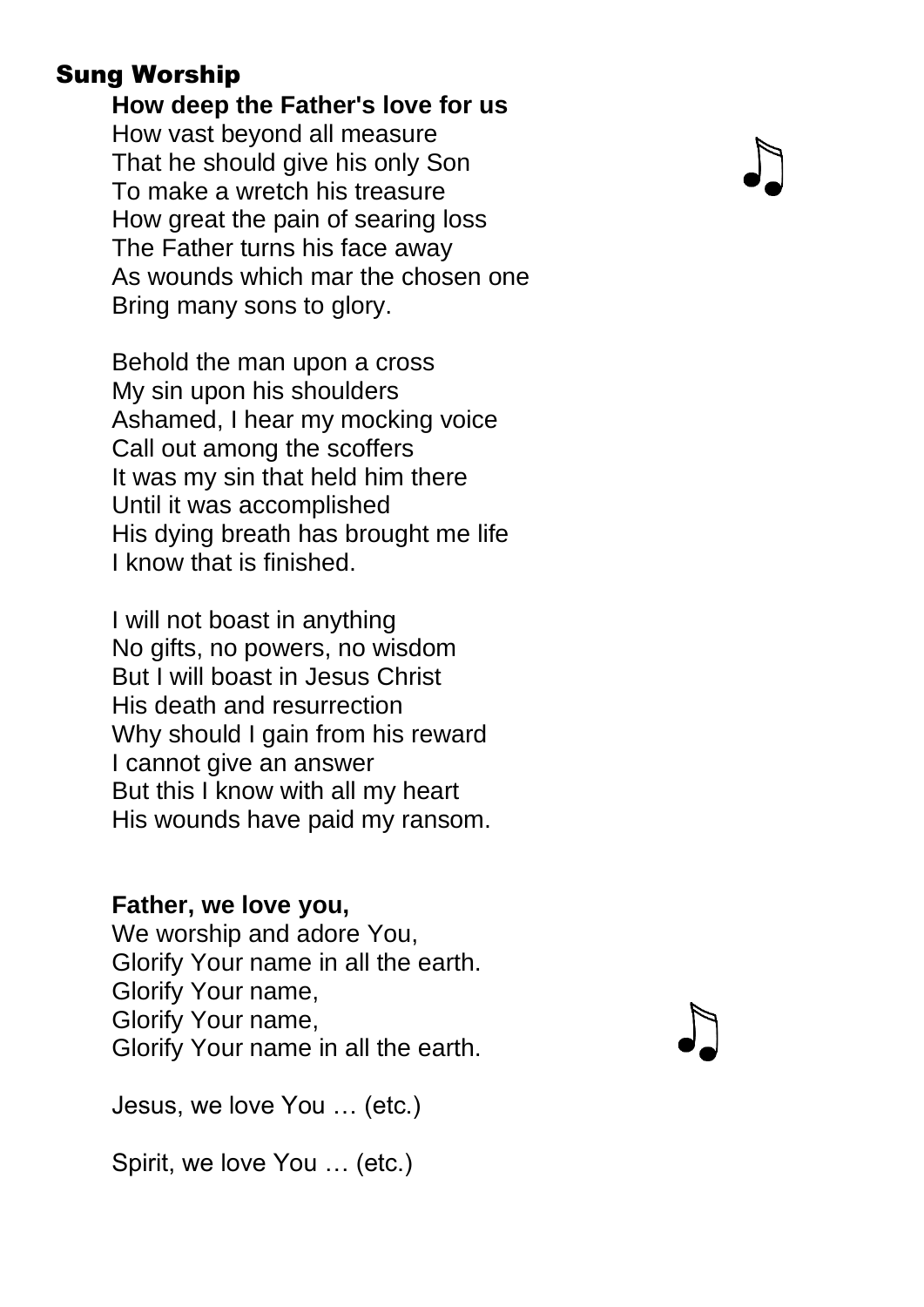## Sung Worship

**How deep the Father's love for us**
How vast beyond all measure
That he should give his only Son
To make a wretch his treasure
How great the pain of searing loss
The Father turns his face away
As wounds which mar the chosen one
Bring many sons to glory.

Behold the man upon a cross
My sin upon his shoulders
Ashamed, I hear my mocking voice
Call out among the scoffers
It was my sin that held him there
Until it was accomplished
His dying breath has brought me life
I know that is finished.

I will not boast in anything
No gifts, no powers, no wisdom
But I will boast in Jesus Christ
His death and resurrection
Why should I gain from his reward
I cannot give an answer
But this I know with all my heart
His wounds have paid my ransom.

**Father, we love you,**
We worship and adore You,
Glorify Your name in all the earth.
Glorify Your name,
Glorify Your name,
Glorify Your name in all the earth.

Jesus, we love You … (etc.)

Spirit, we love You … (etc.)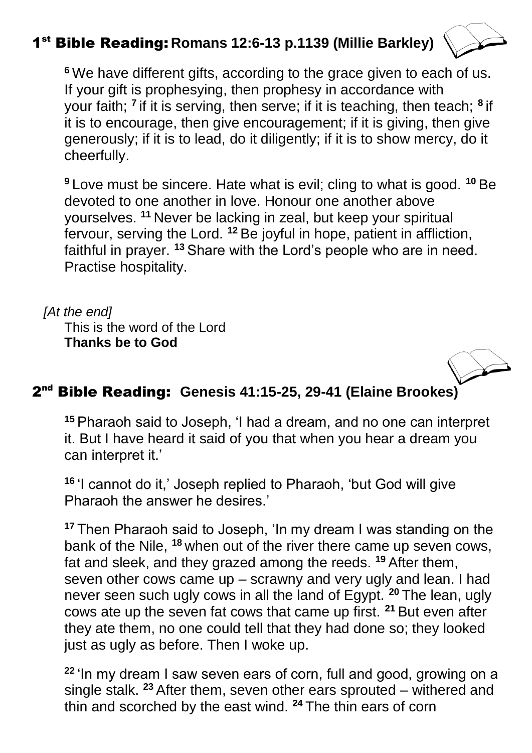## 1st Bible Reading: Romans 12:6-13 p.1139 (Millie Barkley)

[6] We have different gifts, according to the grace given to each of us. If your gift is prophesying, then prophesy in accordance with your faith; [7] if it is serving, then serve; if it is teaching, then teach; [8] if it is to encourage, then give encouragement; if it is giving, then give generously; if it is to lead, do it diligently; if it is to show mercy, do it cheerfully.

[9] Love must be sincere. Hate what is evil; cling to what is good. [10] Be devoted to one another in love. Honour one another above yourselves. [11] Never be lacking in zeal, but keep your spiritual fervour, serving the Lord. [12] Be joyful in hope, patient in affliction, faithful in prayer. [13] Share with the Lord's people who are in need. Practise hospitality.

*[At the end]*
This is the word of the Lord
**Thanks be to God**

## 2nd Bible Reading: Genesis 41:15-25, 29-41 (Elaine Brookes)

[15] Pharaoh said to Joseph, 'I had a dream, and no one can interpret it. But I have heard it said of you that when you hear a dream you can interpret it.'

[16] 'I cannot do it,' Joseph replied to Pharaoh, 'but God will give Pharaoh the answer he desires.'

[17] Then Pharaoh said to Joseph, 'In my dream I was standing on the bank of the Nile, [18] when out of the river there came up seven cows, fat and sleek, and they grazed among the reeds. [19] After them, seven other cows came up – scrawny and very ugly and lean. I had never seen such ugly cows in all the land of Egypt. [20] The lean, ugly cows ate up the seven fat cows that came up first. [21] But even after they ate them, no one could tell that they had done so; they looked just as ugly as before. Then I woke up.

[22] 'In my dream I saw seven ears of corn, full and good, growing on a single stalk. [23] After them, seven other ears sprouted – withered and thin and scorched by the east wind. [24] The thin ears of corn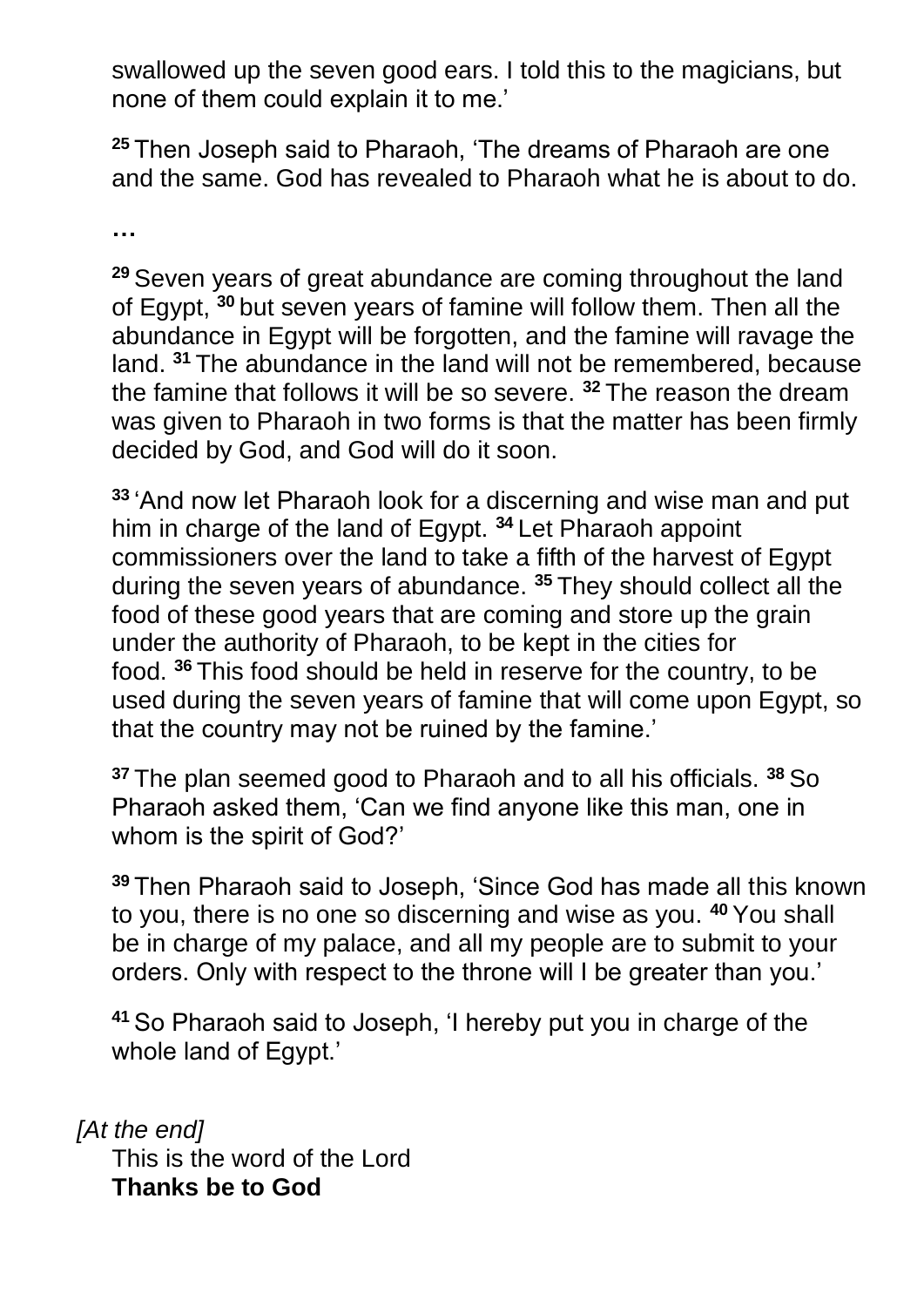swallowed up the seven good ears. I told this to the magicians, but none of them could explain it to me.'

[25] Then Joseph said to Pharaoh, 'The dreams of Pharaoh are one and the same. God has revealed to Pharaoh what he is about to do.

…

[29] Seven years of great abundance are coming throughout the land of Egypt, [30] but seven years of famine will follow them. Then all the abundance in Egypt will be forgotten, and the famine will ravage the land. [31] The abundance in the land will not be remembered, because the famine that follows it will be so severe. [32] The reason the dream was given to Pharaoh in two forms is that the matter has been firmly decided by God, and God will do it soon.

[33] 'And now let Pharaoh look for a discerning and wise man and put him in charge of the land of Egypt. [34] Let Pharaoh appoint commissioners over the land to take a fifth of the harvest of Egypt during the seven years of abundance. [35] They should collect all the food of these good years that are coming and store up the grain under the authority of Pharaoh, to be kept in the cities for food. [36] This food should be held in reserve for the country, to be used during the seven years of famine that will come upon Egypt, so that the country may not be ruined by the famine.'

[37] The plan seemed good to Pharaoh and to all his officials. [38] So Pharaoh asked them, 'Can we find anyone like this man, one in whom is the spirit of God?'

[39] Then Pharaoh said to Joseph, 'Since God has made all this known to you, there is no one so discerning and wise as you. [40] You shall be in charge of my palace, and all my people are to submit to your orders. Only with respect to the throne will I be greater than you.'

[41] So Pharaoh said to Joseph, 'I hereby put you in charge of the whole land of Egypt.'

*[At the end]*

This is the word of the Lord
**Thanks be to God**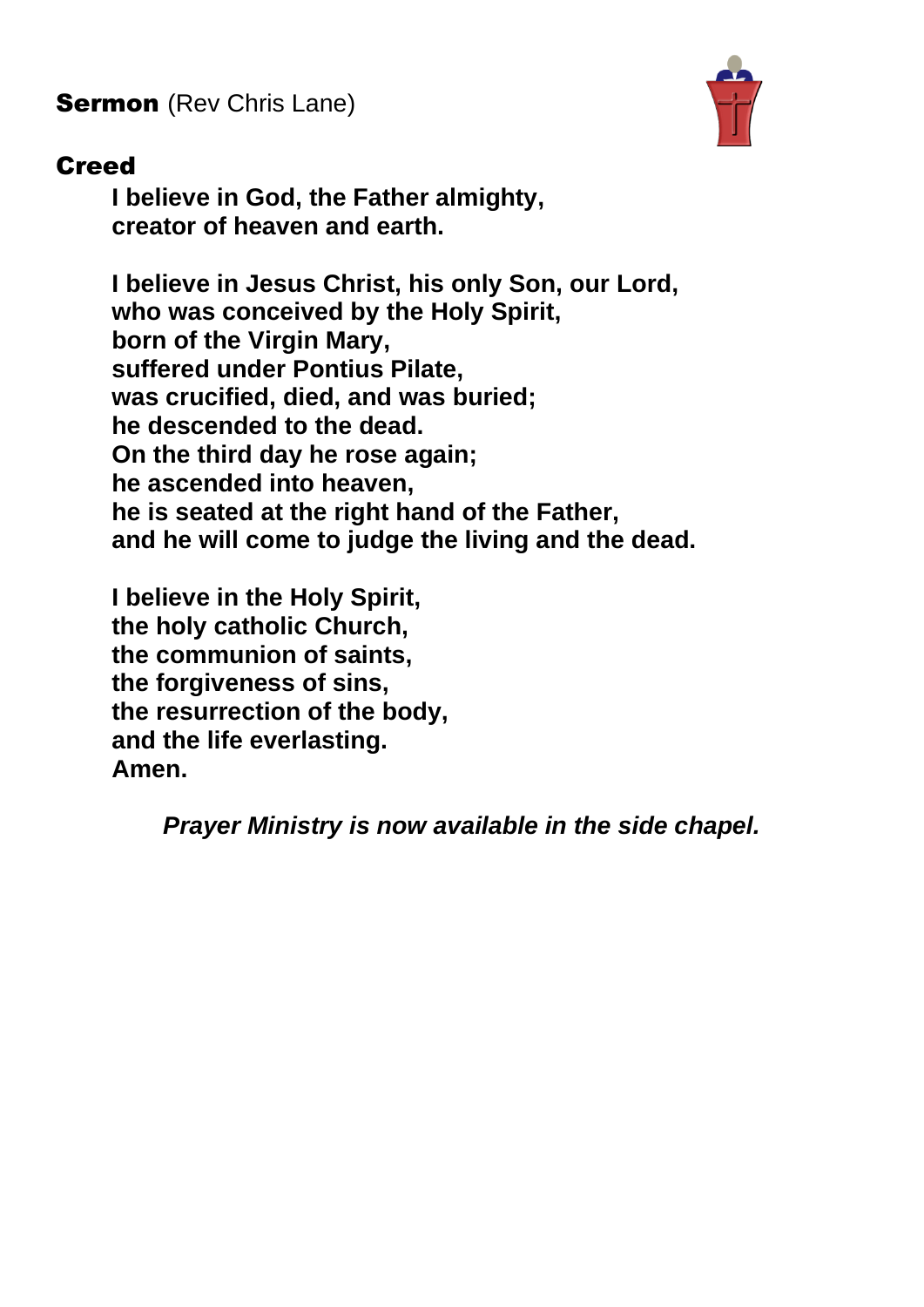**Sermon** (Rev Chris Lane)

**Creed**

**I believe in God, the Father almighty,**
**creator of heaven and earth.**

**I believe in Jesus Christ, his only Son, our Lord,**
**who was conceived by the Holy Spirit,**
**born of the Virgin Mary,**
**suffered under Pontius Pilate,**
**was crucified, died, and was buried;**
**he descended to the dead.**
**On the third day he rose again;**
**he ascended into heaven,**
**he is seated at the right hand of the Father,**
**and he will come to judge the living and the dead.**

**I believe in the Holy Spirit,**
**the holy catholic Church,**
**the communion of saints,**
**the forgiveness of sins,**
**the resurrection of the body,**
**and the life everlasting.**
**Amen.**

***Prayer Ministry is now available in the side chapel.***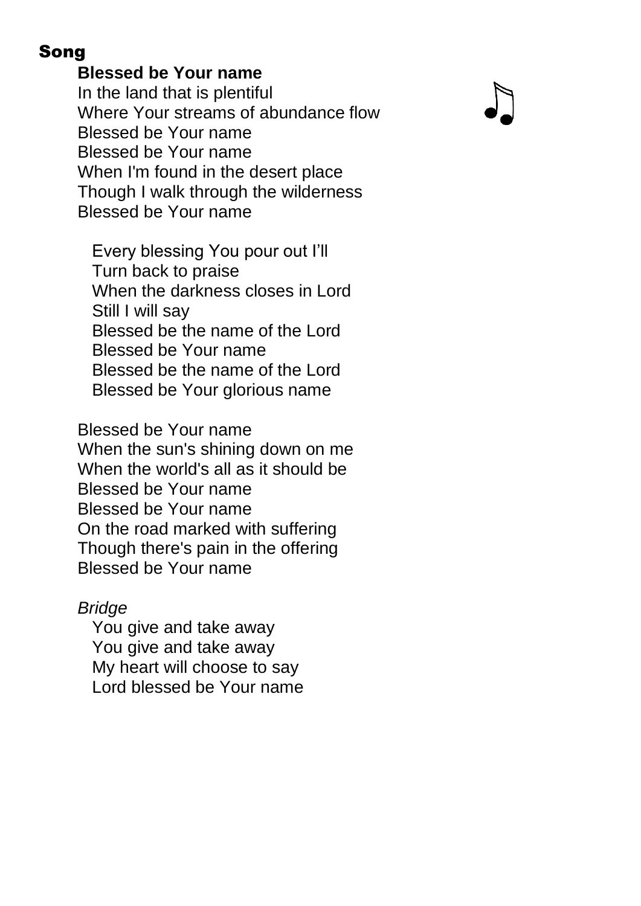## Song

**Blessed be Your name**
In the land that is plentiful
Where Your streams of abundance flow
Blessed be Your name
Blessed be Your name
When I'm found in the desert place
Though I walk through the wilderness
Blessed be Your name

Every blessing You pour out I'll
Turn back to praise
When the darkness closes in Lord
Still I will say
Blessed be the name of the Lord
Blessed be Your name
Blessed be the name of the Lord
Blessed be Your glorious name

Blessed be Your name
When the sun's shining down on me
When the world's all as it should be
Blessed be Your name
Blessed be Your name
On the road marked with suffering
Though there's pain in the offering
Blessed be Your name

*Bridge*

You give and take away
You give and take away
My heart will choose to say
Lord blessed be Your name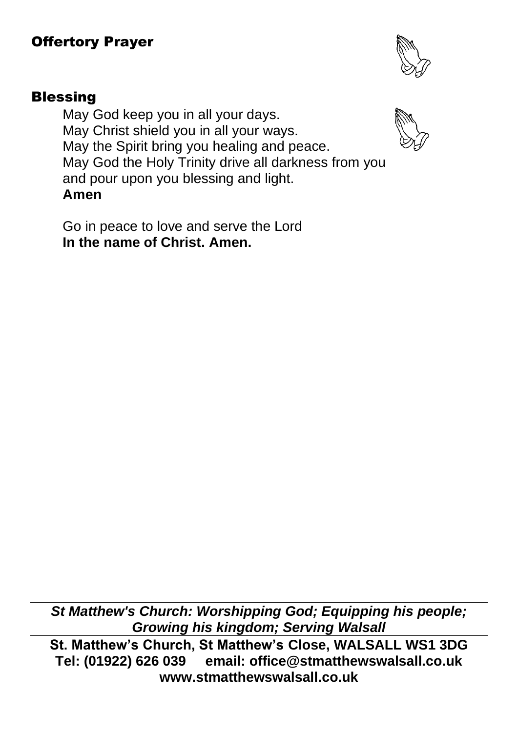## Offertory Prayer

## Blessing

May God keep you in all your days.
May Christ shield you in all your ways.
May the Spirit bring you healing and peace.
May God the Holy Trinity drive all darkness from you
and pour upon you blessing and light.
**Amen**

Go in peace to love and serve the Lord
**In the name of Christ. Amen.**

***St Matthew's Church: Worshipping God; Equipping his people; Growing his kingdom; Serving Walsall***

**St. Matthew's Church, St Matthew's Close, WALSALL WS1 3DG**
**Tel: (01922) 626 039     email: office@stmatthewswalsall.co.uk**
**www.stmatthewswalsall.co.uk**